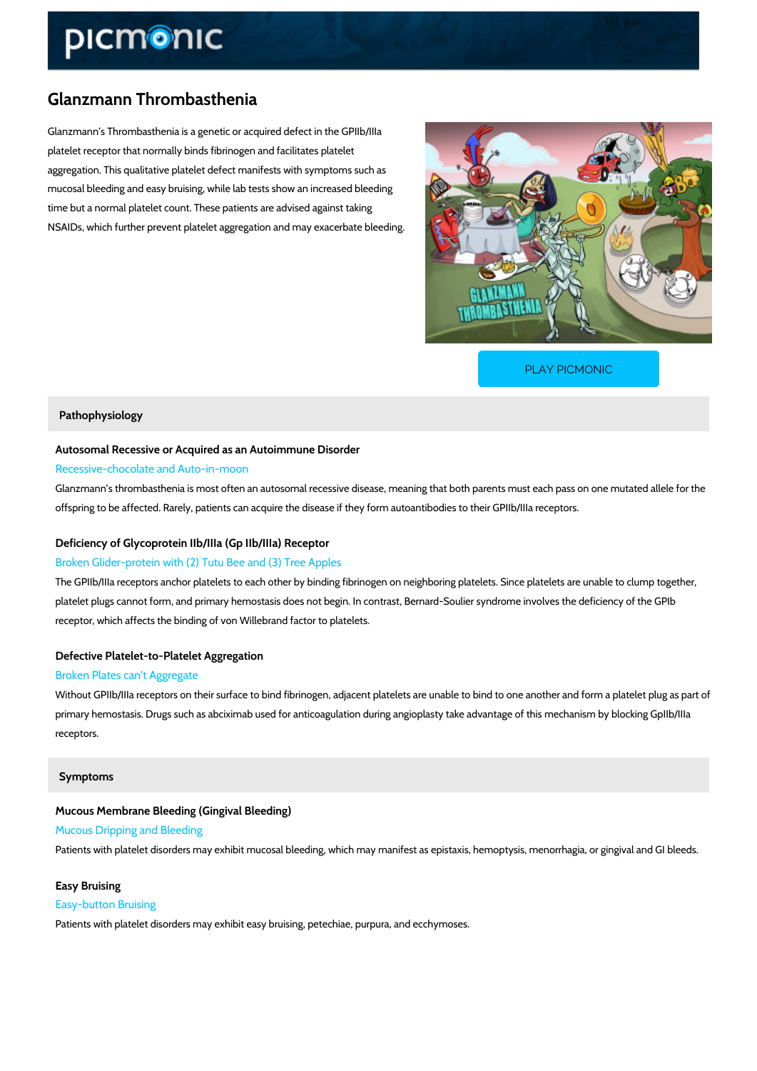# Glanzmann Thrombasthenia

Glanzmann's Thrombasthenia is a genetic or acquired defect in the GPIIb/IIIa platelet receptor that normally binds fibrinogen and facilitates platelet aggregation. This qualitative platelet defect manifests with symptoms such as mucosal bleeding and easy bruising, while lab tests show an increased bleeding time but a normal platelet count. These patients are advised against taking NSAIDs, which further prevent platelet aggregation and may exacerbate bleeding.

PLAY PICMONIC

## Pathophysiology

### Autosomal Recessive or Acquired as an Autoimmune Disorder

Recessive-chocolate and Auto-in-moon

Glanzmann's thrombasthenia is most often an autosomal recessive disease, meaning that both parents must each pass on one mutated allele for the offspring to be affected. Rarely, patients can acquire the disease if they form autoantibodies to their GPIIb/IIIa receptors.

### Deficiency of Glycoprotein IIb/IIIa (Gp IIb/IIIa) Receptor

Broken Glider-protein with (2) Tutu Bee and (3) Tree Apples

The GPIIb/IIIa receptors anchor platelets to each other by binding fibrinogen on neighboring platelets. Since platelets are unable to clump together, platelet plugs cannot form, and primary hemostasis does not begin. In contrast, Bernard-Soulier syndrome involves the deficiency of the GPIb receptor, which affects the binding of von Willebrand factor to platelets.

### Defective Platelet-to-Platelet Aggregation

Broken Plates can't Aggregate

Without GPIIb/IIIa receptors on their surface to bind fibrinogen, adjacent platelets are unable to bind to one another and form a platelet plug as part of primary hemostasis. Drugs such as abciximab used for anticoagulation during angioplasty take advantage of this mechanism by blocking GpIIb/IIIa receptors.

## Symptoms

### Mucous Membrane Bleeding (Gingival Bleeding)

Mucous Dripping and Bleeding

Patients with platelet disorders may exhibit mucosal bleeding, which may manifest as epistaxis, hemoptysis, menorrhagia, or gingival and GI bleeds.

### Easy Bruising

Easy-button Bruising

Patients with platelet disorders may exhibit easy bruising, petechiae, purpura, and ecchymoses.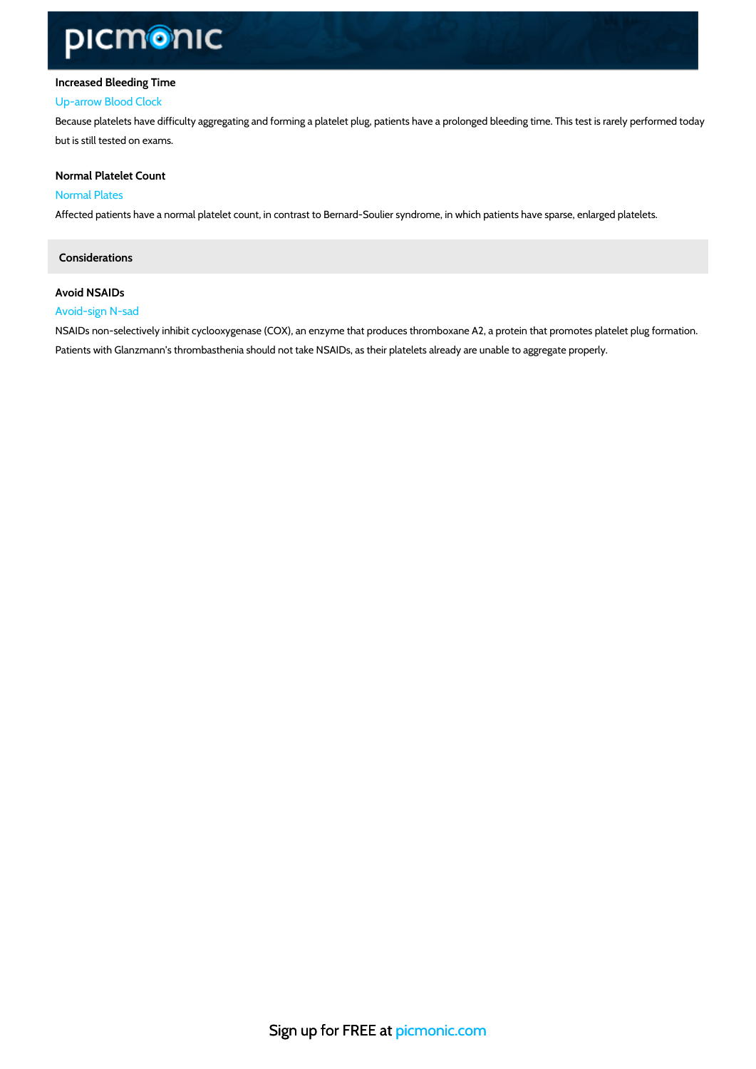**Increased Bleeding Time**

Up-arrow Blood Clock

Because platelets have difficulty aggregating and forming a platelet plug, patients have a prolonged bleeding time. This test is rarely performed today but is still tested on exams.

**Normal Platelet Count**

Normal Plates

Affected patients have a normal platelet count, in contrast to Bernard-Soulier syndrome, in which patients have sparse, enlarged platelets.

## Considerations

**Avoid NSAIDs**

Avoid-sign N-sad

NSAIDs non-selectively inhibit cyclooxygenase (COX), an enzyme that produces thromboxane A2, a protein that promotes platelet plug formation. Patients with Glanzmann's thrombasthenia should not take NSAIDs, as their platelets already are unable to aggregate properly.

Sign up for FREE at picmonic.com